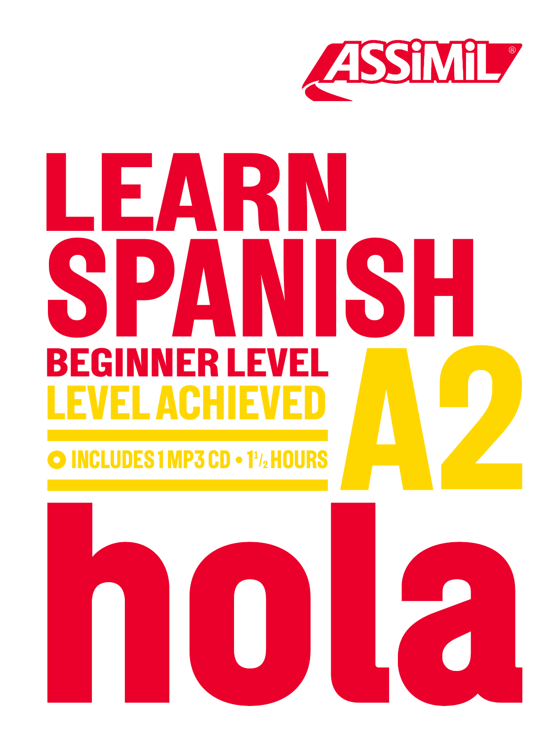ASSiMiL®

# LEARN SPANISH

## BEGINNER LEVEL

## LEVEL ACHIEVED A2

INCLUDES 1 MP3 CD • 1½ HOURS

# hola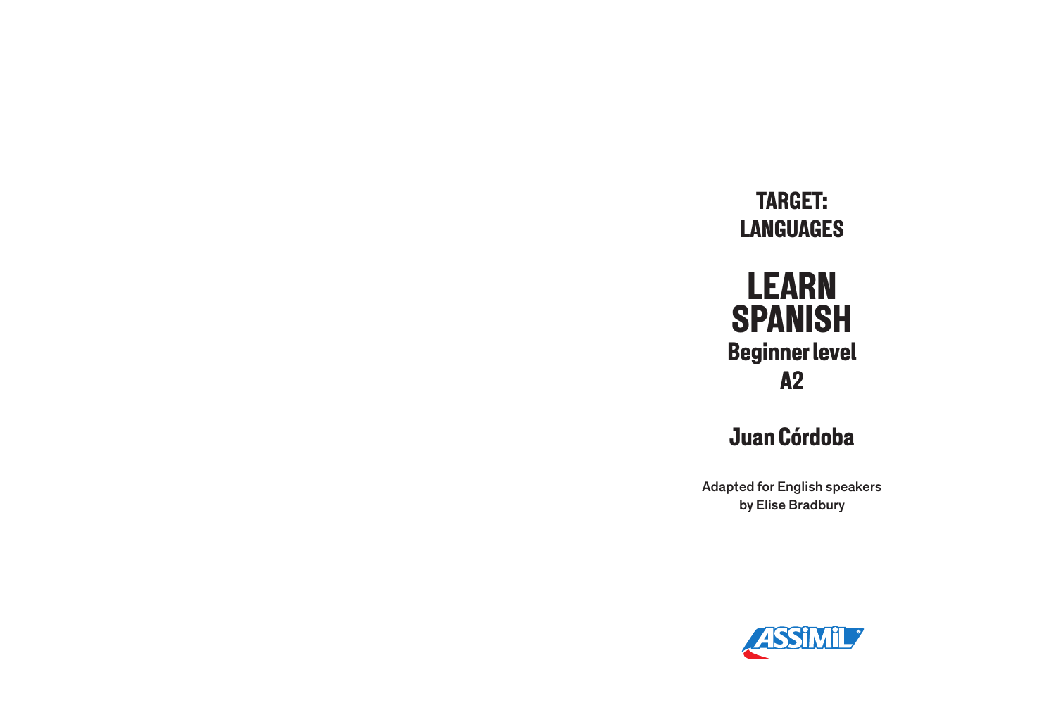**TARGET: LANGUAGES**

# LEARN SPANISH

## Beginner level A2

**Juan Córdoba**

Adapted for English speakers
by Elise Bradbury

ASSIMIL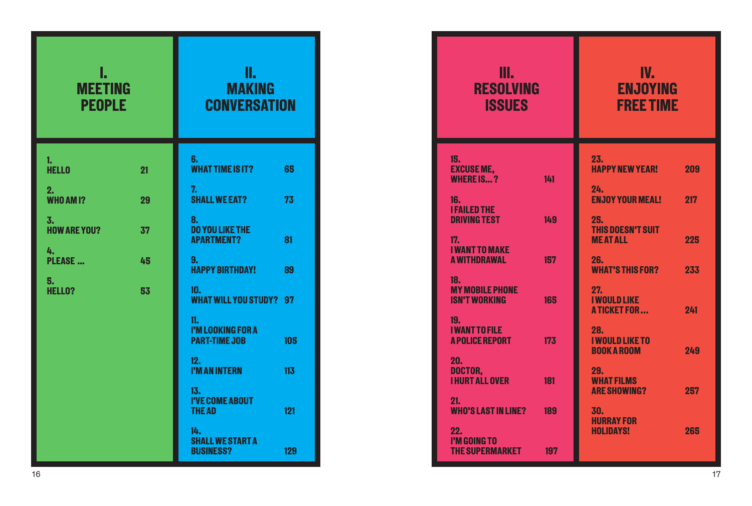## I. MEETING PEOPLE

1. HELLO — 21
2. WHO AM I? — 29
3. HOW ARE YOU? — 37
4. PLEASE ... — 45
5. HELLO? — 53

## II. MAKING CONVERSATION

6. WHAT TIME IS IT? — 65
7. SHALL WE EAT? — 73
8. DO YOU LIKE THE APARTMENT? — 81
9. HAPPY BIRTHDAY! — 89
10. WHAT WILL YOU STUDY? — 97
11. I'M LOOKING FOR A PART-TIME JOB — 105
12. I'M AN INTERN — 113
13. I'VE COME ABOUT THE AD — 121
14. SHALL WE START A BUSINESS? — 129

## III. RESOLVING ISSUES

15. EXCUSE ME, WHERE IS... ? — 141
16. I FAILED THE DRIVING TEST — 149
17. I WANT TO MAKE A WITHDRAWAL — 157
18. MY MOBILE PHONE ISN'T WORKING — 165
19. I WANT TO FILE A POLICE REPORT — 173
20. DOCTOR, I HURT ALL OVER — 181
21. WHO'S LAST IN LINE? — 189
22. I'M GOING TO THE SUPERMARKET — 197

## IV. ENJOYING FREE TIME

23. HAPPY NEW YEAR! — 209
24. ENJOY YOUR MEAL! — 217
25. THIS DOESN'T SUIT ME AT ALL — 225
26. WHAT'S THIS FOR? — 233
27. I WOULD LIKE A TICKET FOR ... — 241
28. I WOULD LIKE TO BOOK A ROOM — 249
29. WHAT FILMS ARE SHOWING? — 257
30. HURRAY FOR HOLIDAYS! — 265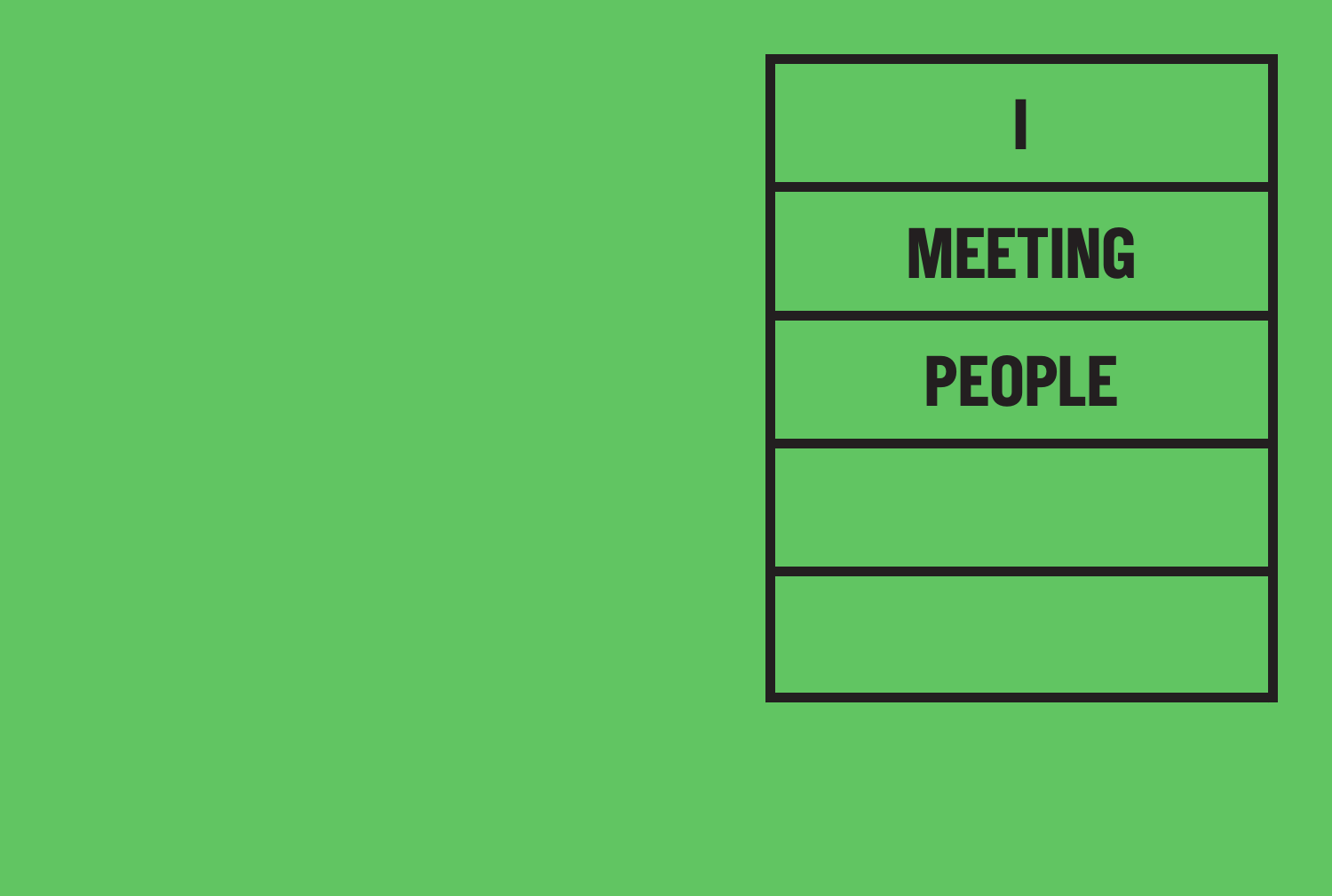| I |
| --- |
| MEETING |
| PEOPLE |
| |
| |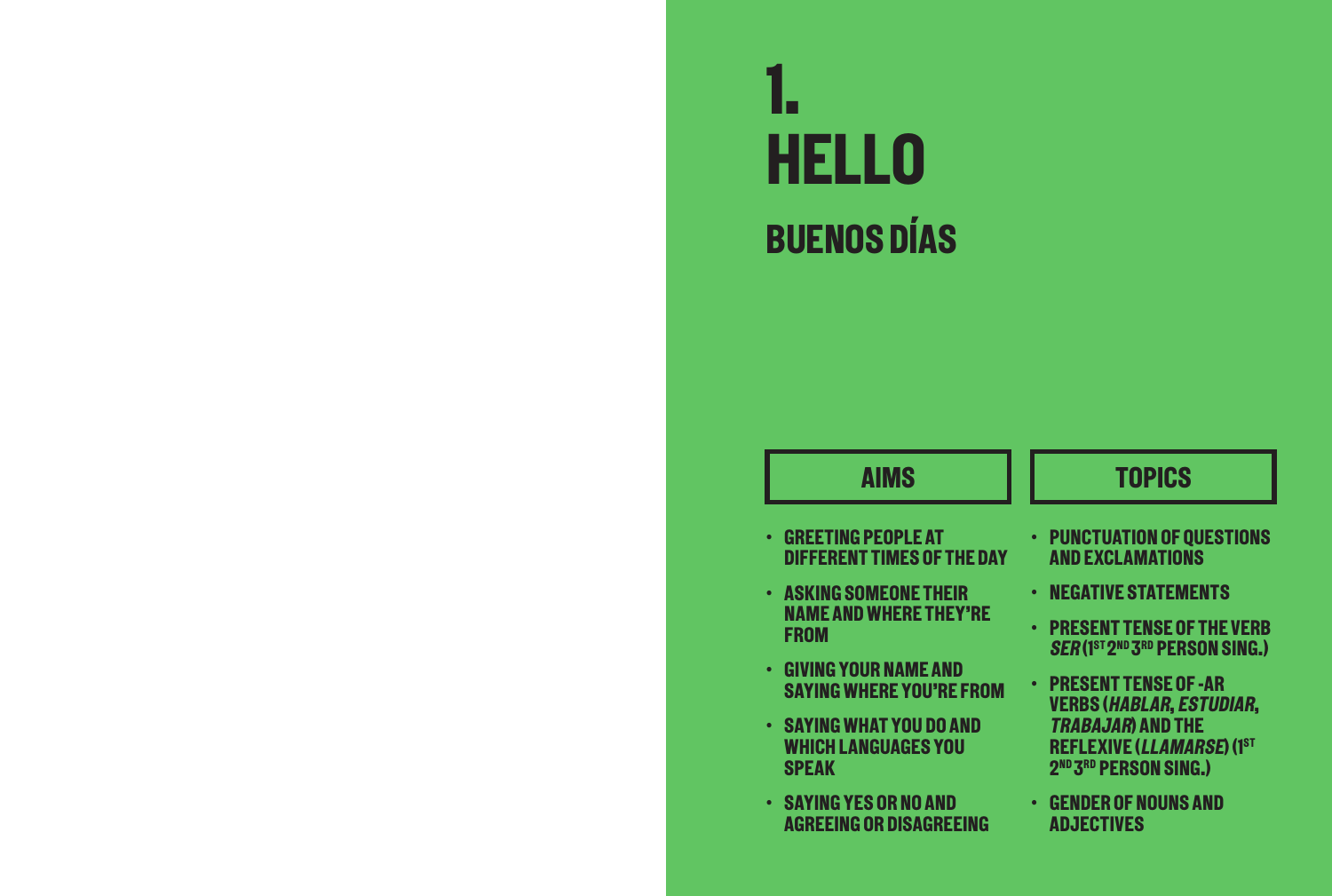# 1. HELLO

## BUENOS DÍAS

### AIMS

- GREETING PEOPLE AT DIFFERENT TIMES OF THE DAY
- ASKING SOMEONE THEIR NAME AND WHERE THEY'RE FROM
- GIVING YOUR NAME AND SAYING WHERE YOU'RE FROM
- SAYING WHAT YOU DO AND WHICH LANGUAGES YOU SPEAK
- SAYING YES OR NO AND AGREEING OR DISAGREEING

### TOPICS

- PUNCTUATION OF QUESTIONS AND EXCLAMATIONS
- NEGATIVE STATEMENTS
- PRESENT TENSE OF THE VERB *SER* (1ST 2ND 3RD PERSON SING.)
- PRESENT TENSE OF -AR VERBS (*HABLAR*, *ESTUDIAR*, *TRABAJAR*) AND THE REFLEXIVE (*LLAMARSE*) (1ST 2ND 3RD PERSON SING.)
- GENDER OF NOUNS AND ADJECTIVES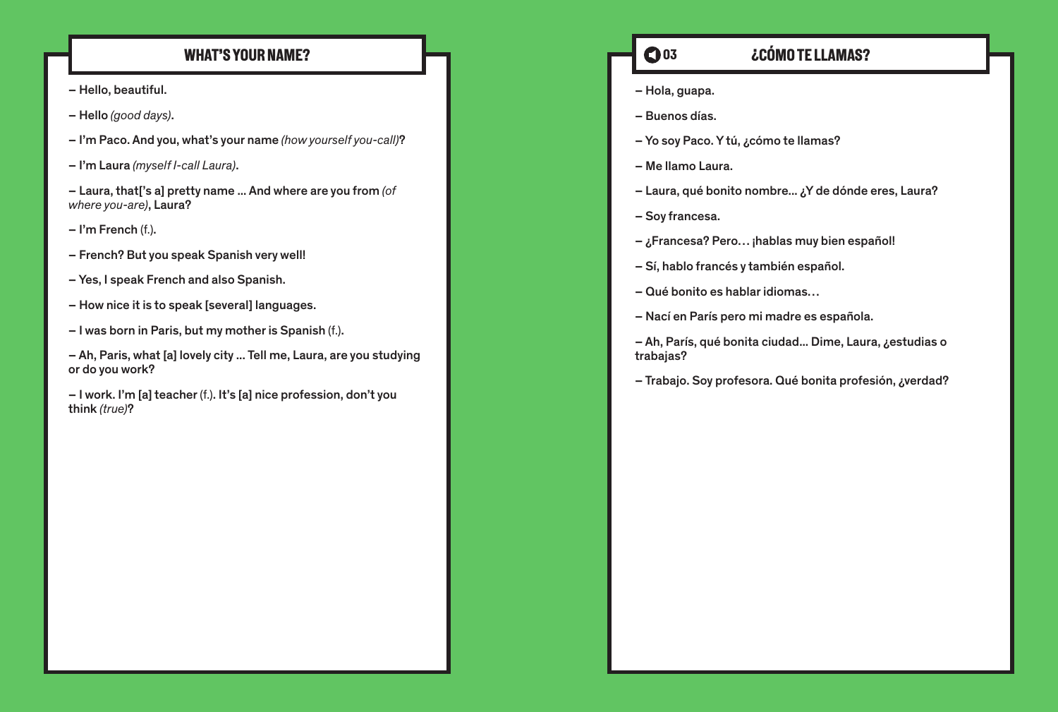## WHAT'S YOUR NAME?

– Hello, beautiful.

– Hello *(good days)*.

– I'm Paco. And you, what's your name *(how yourself you-call)*?

– I'm Laura *(myself I-call Laura)*.

– Laura, that['s a] pretty name ... And where are you from *(of where you-are)*, Laura?

– I'm French (f.).

– French? But you speak Spanish very well!

– Yes, I speak French and also Spanish.

– How nice it is to speak [several] languages.

– I was born in Paris, but my mother is Spanish (f.).

– Ah, Paris, what [a] lovely city ... Tell me, Laura, are you studying or do you work?

– I work. I'm [a] teacher (f.). It's [a] nice profession, don't you think *(true)*?

## 03 ¿CÓMO TE LLAMAS?

– Hola, guapa.

– Buenos días.

– Yo soy Paco. Y tú, ¿cómo te llamas?

– Me llamo Laura.

– Laura, qué bonito nombre... ¿Y de dónde eres, Laura?

– Soy francesa.

– ¿Francesa? Pero… ¡hablas muy bien español!

– Sí, hablo francés y también español.

– Qué bonito es hablar idiomas…

– Nací en París pero mi madre es española.

– Ah, París, qué bonita ciudad... Dime, Laura, ¿estudias o trabajas?

– Trabajo. Soy profesora. Qué bonita profesión, ¿verdad?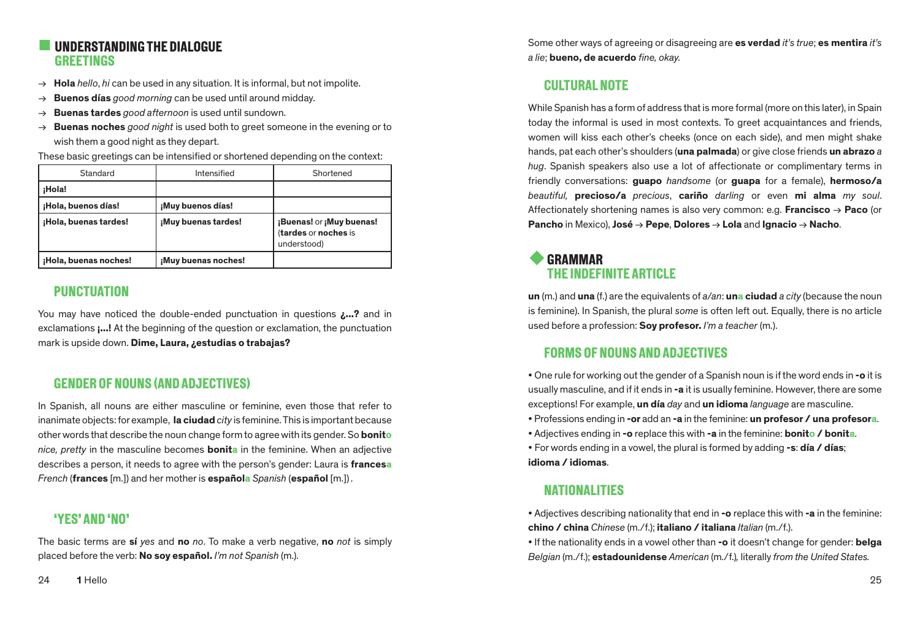## UNDERSTANDING THE DIALOGUE

### GREETINGS

- → **Hola** *hello*, *hi* can be used in any situation. It is informal, but not impolite.
- → **Buenos días** *good morning* can be used until around midday.
- → **Buenas tardes** *good afternoon* is used until sundown.
- → **Buenas noches** *good night* is used both to greet someone in the evening or to wish them a good night as they depart.

These basic greetings can be intensified or shortened depending on the context:

| Standard | Intensified | Shortened |
|---|---|---|
| **¡Hola!** | | |
| **¡Hola, buenos días!** | **¡Muy buenos días!** | |
| **¡Hola, buenas tardes!** | **¡Muy buenas tardes!** | **¡Buenas!** or **¡Muy buenas!** (**tardes** or **noches** is understood) |
| **¡Hola, buenas noches!** | **¡Muy buenas noches!** | |

### PUNCTUATION

You may have noticed the double-ended punctuation in questions **¿...?** and in exclamations **¡...!** At the beginning of the question or exclamation, the punctuation mark is upside down. **Dime, Laura, ¿estudias o trabajas?**

### GENDER OF NOUNS (AND ADJECTIVES)

In Spanish, all nouns are either masculine or feminine, even those that refer to inanimate objects: for example, **la ciudad** *city* is feminine. This is important because other words that describe the noun change form to agree with its gender. So **bonito** *nice, pretty* in the masculine becomes **bonita** in the feminine. When an adjective describes a person, it needs to agree with the person's gender: Laura is **francesa** *French* (**frances** [m.]) and her mother is **española** *Spanish* (**español** [m.]).

### 'YES' AND 'NO'

The basic terms are **sí** *yes* and **no** *no*. To make a verb negative, **no** *not* is simply placed before the verb: **No soy español.** *I'm not Spanish* (m.).

Some other ways of agreeing or disagreeing are **es verdad** *it's true*; **es mentira** *it's a lie*; **bueno, de acuerdo** *fine, okay.*

### CULTURAL NOTE

While Spanish has a form of address that is more formal (more on this later), in Spain today the informal is used in most contexts. To greet acquaintances and friends, women will kiss each other's cheeks (once on each side), and men might shake hands, pat each other's shoulders (**una palmada**) or give close friends **un abrazo** *a hug*. Spanish speakers also use a lot of affectionate or complimentary terms in friendly conversations: **guapo** *handsome* (or **guapa** for a female), **hermoso/a** *beautiful,* **precioso/a** *precious*, **cariño** *darling* or even **mi alma** *my soul*. Affectionately shortening names is also very common: e.g. **Francisco** → **Paco** (or **Pancho** in Mexico), **José** → **Pepe**, **Dolores** → **Lola** and **Ignacio** → **Nacho**.

## GRAMMAR

### THE INDEFINITE ARTICLE

**un** (m.) and **una** (f.) are the equivalents of *a/an*: **una ciudad** *a city* (because the noun is feminine). In Spanish, the plural *some* is often left out. Equally, there is no article used before a profession: **Soy profesor.** *I'm a teacher* (m.).

### FORMS OF NOUNS AND ADJECTIVES

- One rule for working out the gender of a Spanish noun is if the word ends in **-o** it is usually masculine, and if it ends in **-a** it is usually feminine. However, there are some exceptions! For example, **un día** *day* and **un idioma** *language* are masculine.
- Professions ending in **-or** add an **-a** in the feminine: **un profesor / una profesora**.
- Adjectives ending in **-o** replace this with **-a** in the feminine: **bonito / bonita**.
- For words ending in a vowel, the plural is formed by adding **-s**: **día / días**; **idioma / idiomas**.

### NATIONALITIES

- Adjectives describing nationality that end in **-o** replace this with **-a** in the feminine: **chino / china** *Chinese* (m./f.); **italiano / italiana** *Italian* (m./f.).
- If the nationality ends in a vowel other than **-o** it doesn't change for gender: **belga** *Belgian* (m./f.); **estadounidense** *American* (m./f.), literally *from the United States.*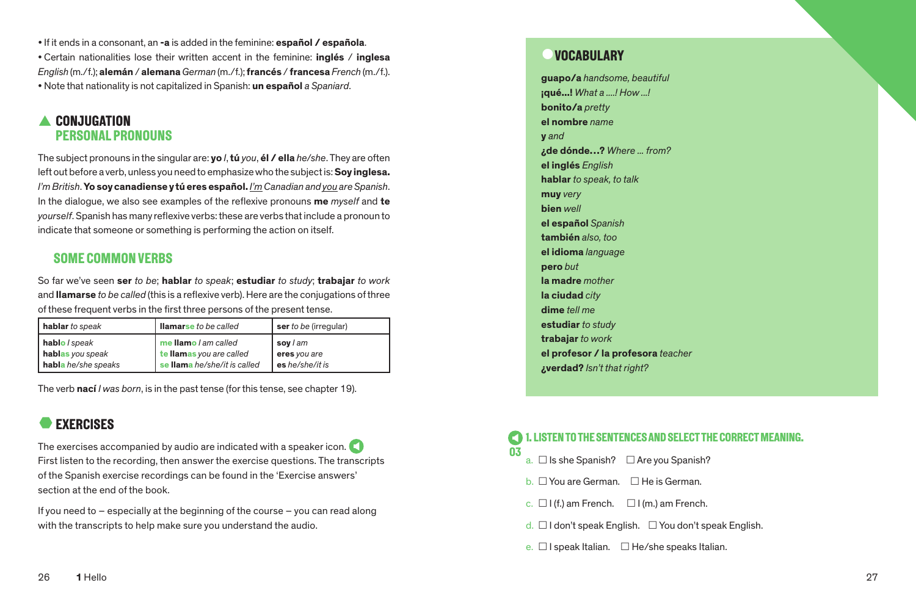- If it ends in a consonant, an **-a** is added in the feminine: **español / española**.
- Certain nationalities lose their written accent in the feminine: **inglés** / **inglesa** *English* (m./f.); **alemán** / **alemana** *German* (m./f.); **francés** / **francesa** *French* (m./f.).
- Note that nationality is not capitalized in Spanish: **un español** *a Spaniard*.

## CONJUGATION

### PERSONAL PRONOUNS

The subject pronouns in the singular are: **yo** *I*, **tú** *you*, **él / ella** *he/she*. They are often left out before a verb, unless you need to emphasize who the subject is: **Soy inglesa.** *I'm British*. **Yo soy canadiense y tú eres español.** *I'm Canadian and you are Spanish*. In the dialogue, we also see examples of the reflexive pronouns **me** *myself* and **te** *yourself*. Spanish has many reflexive verbs: these are verbs that include a pronoun to indicate that someone or something is performing the action on itself.

### SOME COMMON VERBS

So far we've seen **ser** *to be*; **hablar** *to speak*; **estudiar** *to study*; **trabajar** *to work* and **llamarse** *to be called* (this is a reflexive verb). Here are the conjugations of three of these frequent verbs in the first three persons of the present tense.

| **hablar** *to speak* | **llamarse** *to be called* | **ser** *to be* (irregular) |
|---|---|---|
| **hablo** *I speak*<br>**hablas** *you speak*<br>**habla** *he/she speaks* | **me llamo** *I am called*<br>**te llamas** *you are called*<br>**se llama** *he/she/it is called* | **soy** *I am*<br>**eres** *you are*<br>**es** *he/she/it is* |

The verb **nací** *I was born*, is in the past tense (for this tense, see chapter 19).

## EXERCISES

The exercises accompanied by audio are indicated with a speaker icon. First listen to the recording, then answer the exercise questions. The transcripts of the Spanish exercise recordings can be found in the 'Exercise answers' section at the end of the book.

If you need to – especially at the beginning of the course – you can read along with the transcripts to help make sure you understand the audio.

## VOCABULARY

**guapo/a** *handsome, beautiful*
**¡qué...!** *What a ....! How ...!*
**bonito/a** *pretty*
**el nombre** *name*
**y** *and*
**¿de dónde...?** *Where ... from?*
**el inglés** *English*
**hablar** *to speak, to talk*
**muy** *very*
**bien** *well*
**el español** *Spanish*
**también** *also, too*
**el idioma** *language*
**pero** *but*
**la madre** *mother*
**la ciudad** *city*
**dime** *tell me*
**estudiar** *to study*
**trabajar** *to work*
**el profesor / la profesora** *teacher*
**¿verdad?** *Isn't that right?*

### 1. LISTEN TO THE SENTENCES AND SELECT THE CORRECT MEANING.

03

a. ☐ Is she Spanish? ☐ Are you Spanish?

b. ☐ You are German. ☐ He is German.

c. ☐ I (f.) am French. ☐ I (m.) am French.

d. ☐ I don't speak English. ☐ You don't speak English.

e. ☐ I speak Italian. ☐ He/she speaks Italian.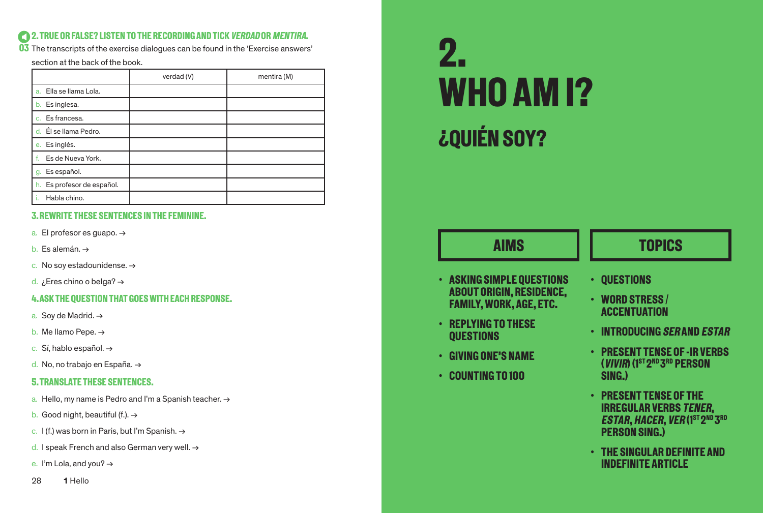### 2. TRUE OR FALSE? LISTEN TO THE RECORDING AND TICK *VERDAD* OR *MENTIRA*.

03 The transcripts of the exercise dialogues can be found in the 'Exercise answers' section at the back of the book.

| | verdad (V) | mentira (M) |
|---|---|---|
| a. Ella se llama Lola. | | |
| b. Es inglesa. | | |
| c. Es francesa. | | |
| d. Él se llama Pedro. | | |
| e. Es inglés. | | |
| f. Es de Nueva York. | | |
| g. Es español. | | |
| h. Es profesor de español. | | |
| i. Habla chino. | | |

### 3. REWRITE THESE SENTENCES IN THE FEMININE.

a. El profesor es guapo. →

b. Es alemán. →

c. No soy estadounidense. →

d. ¿Eres chino o belga? →

### 4. ASK THE QUESTION THAT GOES WITH EACH RESPONSE.

a. Soy de Madrid. →

b. Me llamo Pepe. →

c. Sí, hablo español. →

d. No, no trabajo en España. →

### 5. TRANSLATE THESE SENTENCES.

a. Hello, my name is Pedro and I'm a Spanish teacher. →

b. Good night, beautiful (f.). →

c. I (f.) was born in Paris, but I'm Spanish. →

d. I speak French and also German very well. →

e. I'm Lola, and you? →

# 2. WHO AM I?

## ¿QUIÉN SOY?

### AIMS

- ASKING SIMPLE QUESTIONS ABOUT ORIGIN, RESIDENCE, FAMILY, WORK, AGE, ETC.
- REPLYING TO THESE QUESTIONS
- GIVING ONE'S NAME
- COUNTING TO 100

### TOPICS

- QUESTIONS
- WORD STRESS / ACCENTUATION
- INTRODUCING *SER* AND *ESTAR*
- PRESENT TENSE OF -IR VERBS (*VIVIR*) (1ST 2ND 3RD PERSON SING.)
- PRESENT TENSE OF THE IRREGULAR VERBS *TENER*, *ESTAR*, *HACER*, *VER* (1ST 2ND 3RD PERSON SING.)
- THE SINGULAR DEFINITE AND INDEFINITE ARTICLE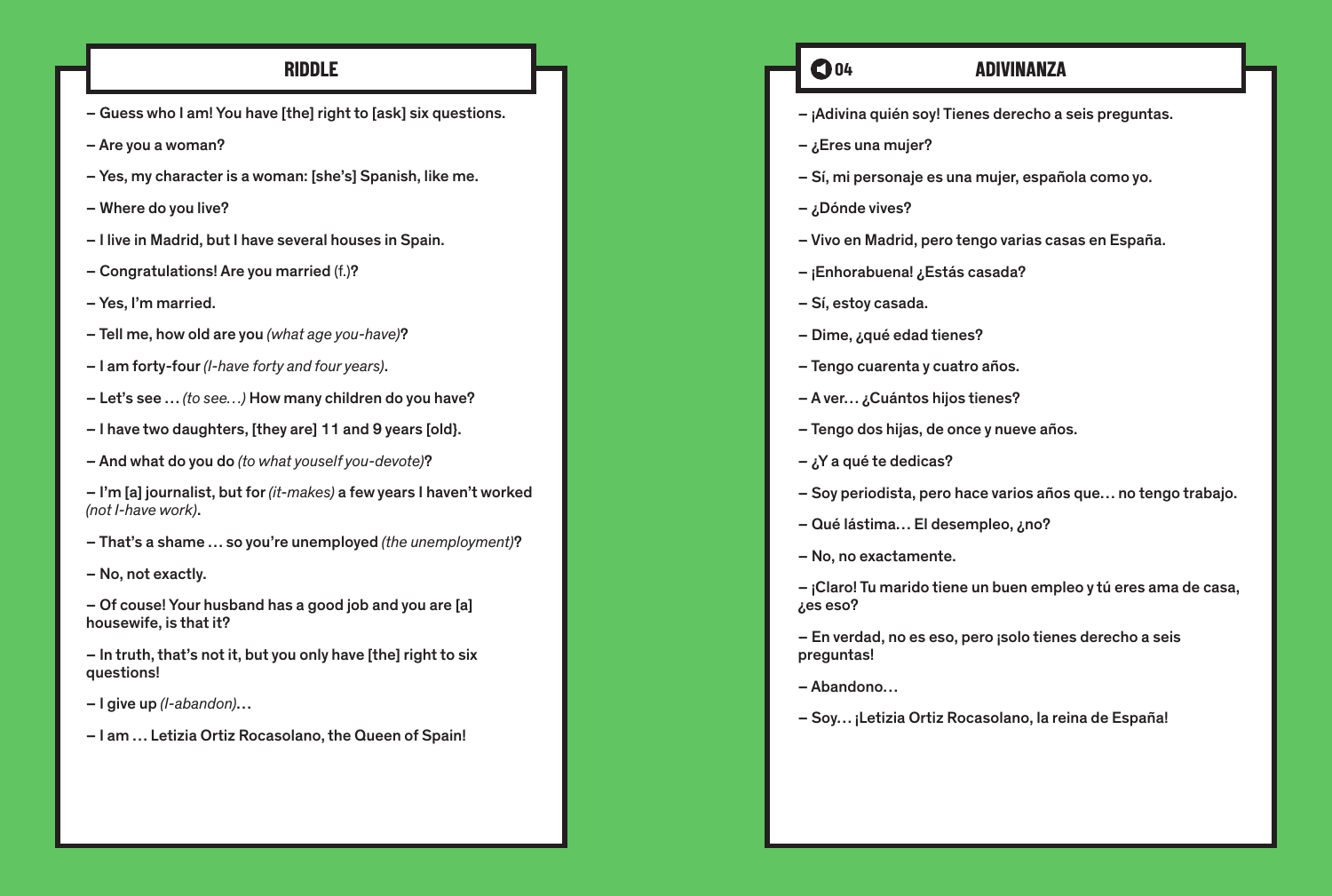## RIDDLE

– Guess who I am! You have [the] right to [ask] six questions.

– Are you a woman?

– Yes, my character is a woman: [she's] Spanish, like me.

– Where do you live?

– I live in Madrid, but I have several houses in Spain.

– Congratulations! Are you married (f.)?

– Yes, I'm married.

– Tell me, how old are you *(what age you-have)*?

– I am forty-four *(I-have forty and four years)*.

– Let's see … *(to see…)* How many children do you have?

– I have two daughters, [they are] 11 and 9 years [old}.

– And what do you do *(to what youself you-devote)*?

– I'm [a] journalist, but for *(it-makes)* a few years I haven't worked *(not I-have work)*.

– That's a shame … so you're unemployed *(the unemployment)*?

– No, not exactly.

– Of couse! Your husband has a good job and you are [a] housewife, is that it?

– In truth, that's not it, but you only have [the] right to six questions!

– I give up *(I-abandon)*…

– I am … Letizia Ortiz Rocasolano, the Queen of Spain!

## 04 ADIVINANZA

– ¡Adivina quién soy! Tienes derecho a seis preguntas.

– ¿Eres una mujer?

– Sí, mi personaje es una mujer, española como yo.

– ¿Dónde vives?

– Vivo en Madrid, pero tengo varias casas en España.

– ¡Enhorabuena! ¿Estás casada?

– Sí, estoy casada.

– Dime, ¿qué edad tienes?

– Tengo cuarenta y cuatro años.

– A ver… ¿Cuántos hijos tienes?

– Tengo dos hijas, de once y nueve años.

– ¿Y a qué te dedicas?

– Soy periodista, pero hace varios años que… no tengo trabajo.

– Qué lástima… El desempleo, ¿no?

– No, no exactamente.

– ¡Claro! Tu marido tiene un buen empleo y tú eres ama de casa, ¿es eso?

– En verdad, no es eso, pero ¡solo tienes derecho a seis preguntas!

– Abandono…

– Soy… ¡Letizia Ortiz Rocasolano, la reina de España!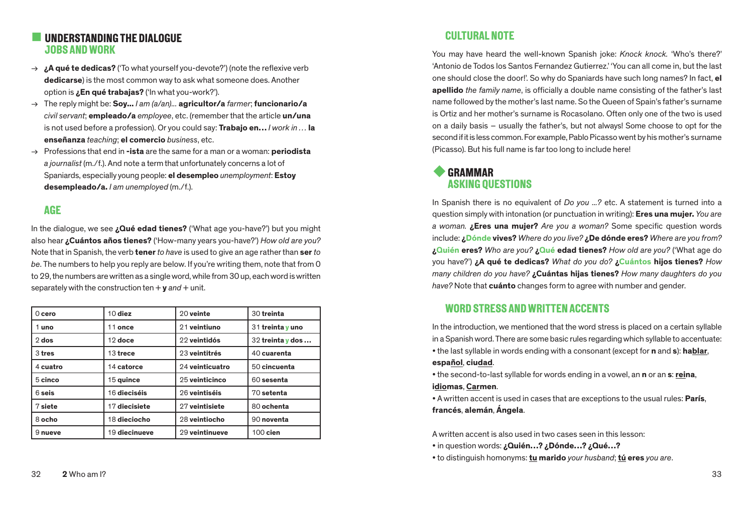## UNDERSTANDING THE DIALOGUE
### JOBS AND WORK

→ **¿A qué te dedicas?** ('To what yourself you-devote?') (note the reflexive verb **dedicarse**) is the most common way to ask what someone does. Another option is **¿En qué trabajas?** ('In what you-work?').

→ The reply might be: **Soy...** *I am (a/an)...* **agricultor/a** *farmer*; **funcionario/a** *civil servant*; **empleado/a** *employee*, etc. (remember that the article **un/una** is not used before a profession). Or you could say: **Trabajo en…** *I work in …* **la enseñanza** *teaching*; **el comercio** *business*, etc.

→ Professions that end in **-ista** are the same for a man or a woman: **periodista** *a journalist* (m./f.). And note a term that unfortunately concerns a lot of Spaniards, especially young people: **el desempleo** *unemployment*: **Estoy desempleado/a.** *I am unemployed* (m./f.).

### AGE

In the dialogue, we see **¿Qué edad tienes?** ('What age you-have?') but you might also hear **¿Cuántos años tienes?** ('How-many years you-have?') *How old are you?* Note that in Spanish, the verb **tener** *to have* is used to give an age rather than **ser** *to be*. The numbers to help you reply are below. If you're writing them, note that from 0 to 29, the numbers are written as a single word, while from 30 up, each word is written separately with the construction ten + **y** *and* + unit.

| 0 **cero** | 10 **diez** | 20 **veinte** | 30 **treinta** |
|---|---|---|---|
| 1 **uno** | 11 **once** | 21 **veintiuno** | 31 **treinta y uno** |
| 2 **dos** | 12 **doce** | 22 **veintidós** | 32 **treinta y dos …** |
| 3 **tres** | 13 **trece** | 23 **veintitrés** | 40 **cuarenta** |
| 4 **cuatro** | 14 **catorce** | 24 **veinticuatro** | 50 **cincuenta** |
| 5 **cinco** | 15 **quince** | 25 **veinticinco** | 60 **sesenta** |
| 6 **seis** | 16 **dieciséis** | 26 **veintiséis** | 70 **setenta** |
| 7 **siete** | 17 **diecisiete** | 27 **veintisiete** | 80 **ochenta** |
| 8 **ocho** | 18 **dieciocho** | 28 **veintiocho** | 90 **noventa** |
| 9 **nueve** | 19 **diecinueve** | 29 **veintinueve** | 100 **cien** |

## CULTURAL NOTE

You may have heard the well-known Spanish joke: *Knock knock.* 'Who's there?' 'Antonio de Todos los Santos Fernandez Gutierrez.' 'You can all come in, but the last one should close the door!'. So why do Spaniards have such long names? In fact, **el apellido** *the family name*, is officially a double name consisting of the father's last name followed by the mother's last name. So the Queen of Spain's father's surname is Ortiz and her mother's surname is Rocasolano. Often only one of the two is used on a daily basis – usually the father's, but not always! Some choose to opt for the second if it is less common. For example, Pablo Picasso went by his mother's surname (Picasso). But his full name is far too long to include here!

## GRAMMAR
### ASKING QUESTIONS

In Spanish there is no equivalent of *Do you ...?* etc. A statement is turned into a question simply with intonation (or punctuation in writing): **Eres una mujer.** *You are a woman.* **¿Eres una mujer?** *Are you a woman?* Some specific question words include: **¿Dónde vives?** *Where do you live?* **¿De dónde eres?** *Where are you from?* **¿Quién eres?** *Who are you?* **¿Qué edad tienes?** *How old are you?* ('What age do you have?') **¿A qué te dedicas?** *What do you do?* **¿Cuántos hijos tienes?** *How many children do you have?* **¿Cuántas hijas tienes?** *How many daughters do you have?* Note that **cuánto** changes form to agree with number and gender.

### WORD STRESS AND WRITTEN ACCENTS

In the introduction, we mentioned that the word stress is placed on a certain syllable in a Spanish word. There are some basic rules regarding which syllable to accentuate:

- the last syllable in words ending with a consonant (except for **n** and **s**): **ha<u>blar</u>**, **espa<u>ñol</u>**, **ciu<u>dad</u>**.
- the second-to-last syllable for words ending in a vowel, an **n** or an **s**: **<u>rei</u>na**, **i<u>dio</u>mas**, **<u>Car</u>men**.
- A written accent is used in cases that are exceptions to the usual rules: **París**, **francés**, **alemán**, **Ángela**.

A written accent is also used in two cases seen in this lesson:

- in question words: **¿Quién…? ¿Dónde…? ¿Qué…?**
- to distinguish homonyms: **<u>tu</u> marido** *your husband*; **<u>tú</u> eres** *you are*.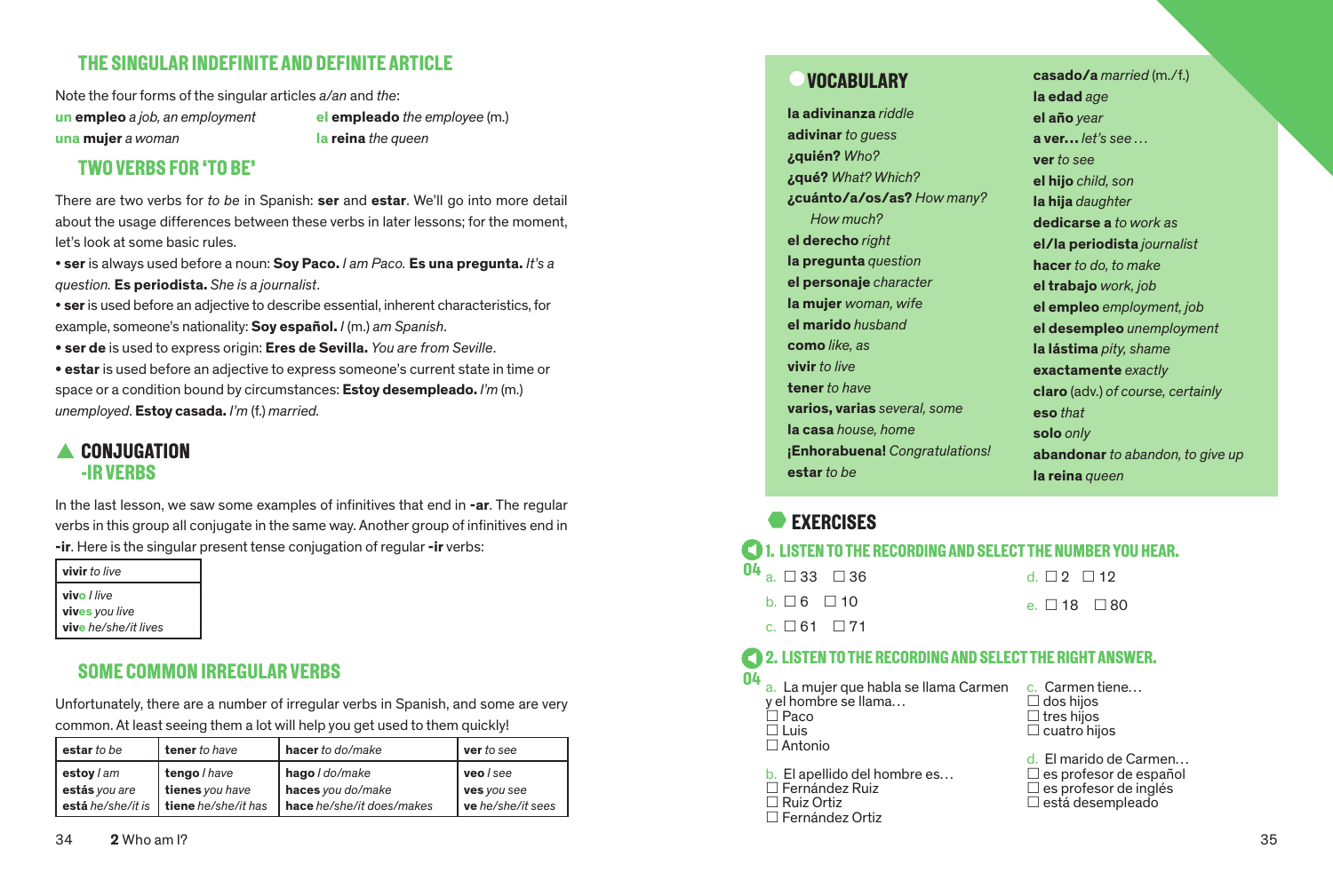## THE SINGULAR INDEFINITE AND DEFINITE ARTICLE

Note the four forms of the singular articles *a/an* and *the*:

**un empleo** *a job, an employment* — **el empleado** *the employee* (m.)
**una mujer** *a woman* — **la reina** *the queen*

## TWO VERBS FOR 'TO BE'

There are two verbs for *to be* in Spanish: **ser** and **estar**. We'll go into more detail about the usage differences between these verbs in later lessons; for the moment, let's look at some basic rules.

- **ser** is always used before a noun: **Soy Paco.** *I am Paco.* **Es una pregunta.** *It's a question.* **Es periodista.** *She is a journalist.*
- **ser** is used before an adjective to describe essential, inherent characteristics, for example, someone's nationality: **Soy español.** *I* (m.) *am Spanish.*
- **ser de** is used to express origin: **Eres de Sevilla.** *You are from Seville.*
- **estar** is used before an adjective to express someone's current state in time or space or a condition bound by circumstances: **Estoy desempleado.** *I'm* (m.) *unemployed.* **Estoy casada.** *I'm* (f.) *married.*

## CONJUGATION -IR VERBS

In the last lesson, we saw some examples of infinitives that end in **-ar**. The regular verbs in this group all conjugate in the same way. Another group of infinitives end in **-ir**. Here is the singular present tense conjugation of regular **-ir** verbs:

| **vivir** *to live* |
|---|
| **vivo** *I live*<br>**vives** *you live*<br>**vive** *he/she/it lives* |

## SOME COMMON IRREGULAR VERBS

Unfortunately, there are a number of irregular verbs in Spanish, and some are very common. At least seeing them a lot will help you get used to them quickly!

| **estar** *to be* | **tener** *to have* | **hacer** *to do/make* | **ver** *to see* |
|---|---|---|---|
| **estoy** *I am*<br>**estás** *you are*<br>**está** *he/she/it is* | **tengo** *I have*<br>**tienes** *you have*<br>**tiene** *he/she/it has* | **hago** *I do/make*<br>**haces** *you do/make*<br>**hace** *he/she/it does/makes* | **veo** *I see*<br>**ves** *you see*<br>**ve** *he/she/it sees* |

## VOCABULARY

**la adivinanza** *riddle*
**adivinar** *to guess*
**¿quién?** *Who?*
**¿qué?** *What? Which?*
**¿cuánto/a/os/as?** *How many? How much?*
**el derecho** *right*
**la pregunta** *question*
**el personaje** *character*
**la mujer** *woman, wife*
**el marido** *husband*
**como** *like, as*
**vivir** *to live*
**tener** *to have*
**varios, varias** *several, some*
**la casa** *house, home*
**¡Enhorabuena!** *Congratulations!*
**estar** *to be*
**casado/a** *married* (m./f.)
**la edad** *age*
**el año** *year*
**a ver…** *let's see…*
**ver** *to see*
**el hijo** *child, son*
**la hija** *daughter*
**dedicarse a** *to work as*
**el/la periodista** *journalist*
**hacer** *to do, to make*
**el trabajo** *work, job*
**el empleo** *employment, job*
**el desempleo** *unemployment*
**la lástima** *pity, shame*
**exactamente** *exactly*
**claro** (adv.) *of course, certainly*
**eso** *that*
**solo** *only*
**abandonar** *to abandon, to give up*
**la reina** *queen*

## EXERCISES

### 1. LISTEN TO THE RECORDING AND SELECT THE NUMBER YOU HEAR.

04

a. ☐ 33 ☐ 36
b. ☐ 6 ☐ 10
c. ☐ 61 ☐ 71
d. ☐ 2 ☐ 12
e. ☐ 18 ☐ 80

### 2. LISTEN TO THE RECORDING AND SELECT THE RIGHT ANSWER.

04

a. La mujer que habla se llama Carmen y el hombre se llama…
☐ Paco
☐ Luis
☐ Antonio

b. El apellido del hombre es…
☐ Fernández Ruiz
☐ Ruiz Ortiz
☐ Fernández Ortiz

c. Carmen tiene…
☐ dos hijos
☐ tres hijos
☐ cuatro hijos

d. El marido de Carmen…
☐ es profesor de español
☐ es profesor de inglés
☐ está desempleado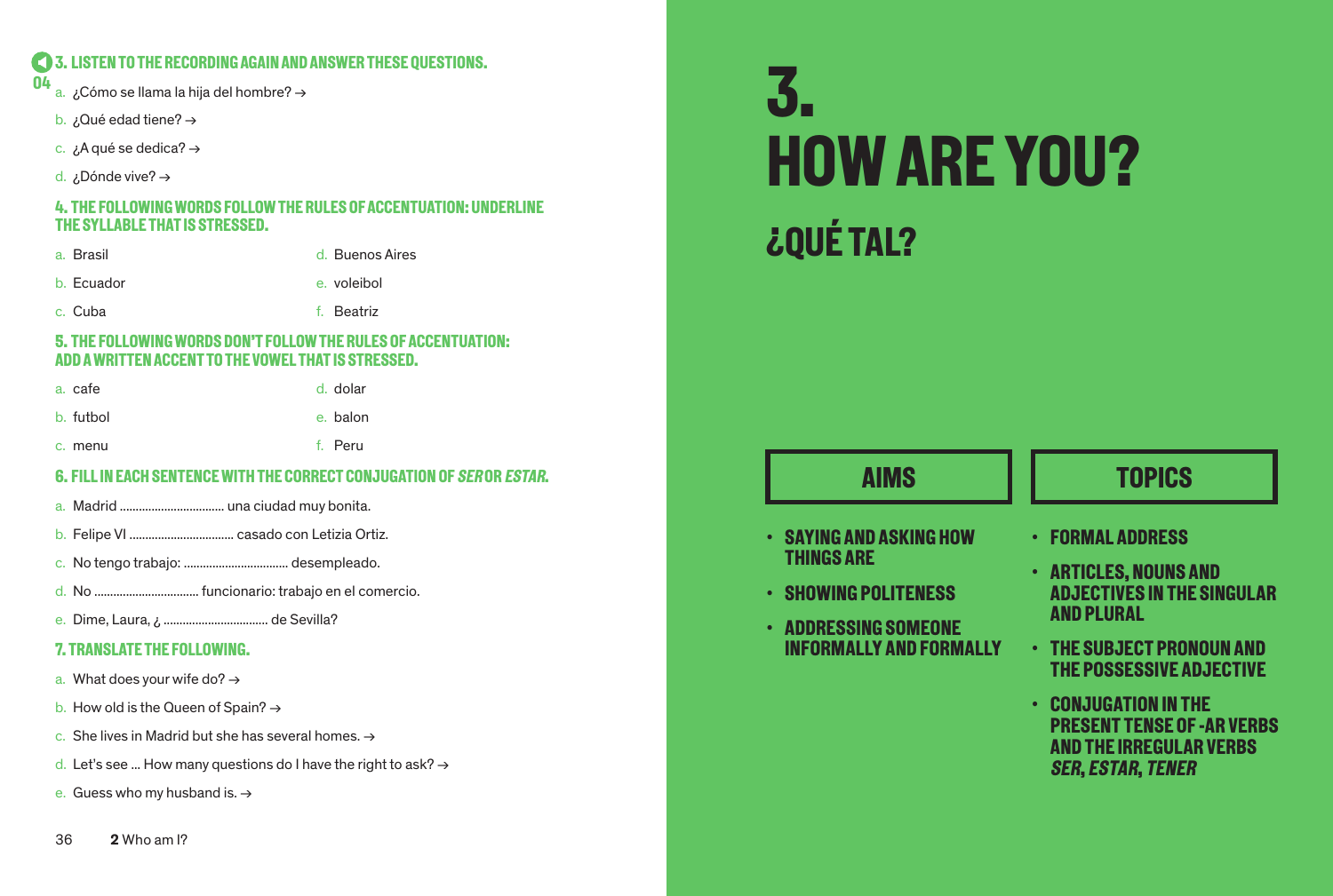### 3. LISTEN TO THE RECORDING AGAIN AND ANSWER THESE QUESTIONS.

04

a. ¿Cómo se llama la hija del hombre? →

b. ¿Qué edad tiene? →

c. ¿A qué se dedica? →

d. ¿Dónde vive? →

### 4. THE FOLLOWING WORDS FOLLOW THE RULES OF ACCENTUATION: UNDERLINE THE SYLLABLE THAT IS STRESSED.

a. Brasil

b. Ecuador

c. Cuba

d. Buenos Aires

e. voleibol

f. Beatriz

### 5. THE FOLLOWING WORDS DON'T FOLLOW THE RULES OF ACCENTUATION: ADD A WRITTEN ACCENT TO THE VOWEL THAT IS STRESSED.

a. cafe

b. futbol

c. menu

d. dolar

e. balon

f. Peru

### 6. FILL IN EACH SENTENCE WITH THE CORRECT CONJUGATION OF *SER* OR *ESTAR*.

a. Madrid ................................ una ciudad muy bonita.

b. Felipe VI ................................ casado con Letizia Ortiz.

c. No tengo trabajo: ................................ desempleado.

d. No ................................ funcionario: trabajo en el comercio.

e. Dime, Laura, ¿ ................................ de Sevilla?

### 7. TRANSLATE THE FOLLOWING.

a. What does your wife do? →

b. How old is the Queen of Spain? →

c. She lives in Madrid but she has several homes. →

d. Let's see ... How many questions do I have the right to ask? →

e. Guess who my husband is. →

# 3. HOW ARE YOU?

## ¿QUÉ TAL?

### AIMS

- SAYING AND ASKING HOW THINGS ARE
- SHOWING POLITENESS
- ADDRESSING SOMEONE INFORMALLY AND FORMALLY

### TOPICS

- FORMAL ADDRESS
- ARTICLES, NOUNS AND ADJECTIVES IN THE SINGULAR AND PLURAL
- THE SUBJECT PRONOUN AND THE POSSESSIVE ADJECTIVE
- CONJUGATION IN THE PRESENT TENSE OF -AR VERBS AND THE IRREGULAR VERBS *SER, ESTAR, TENER*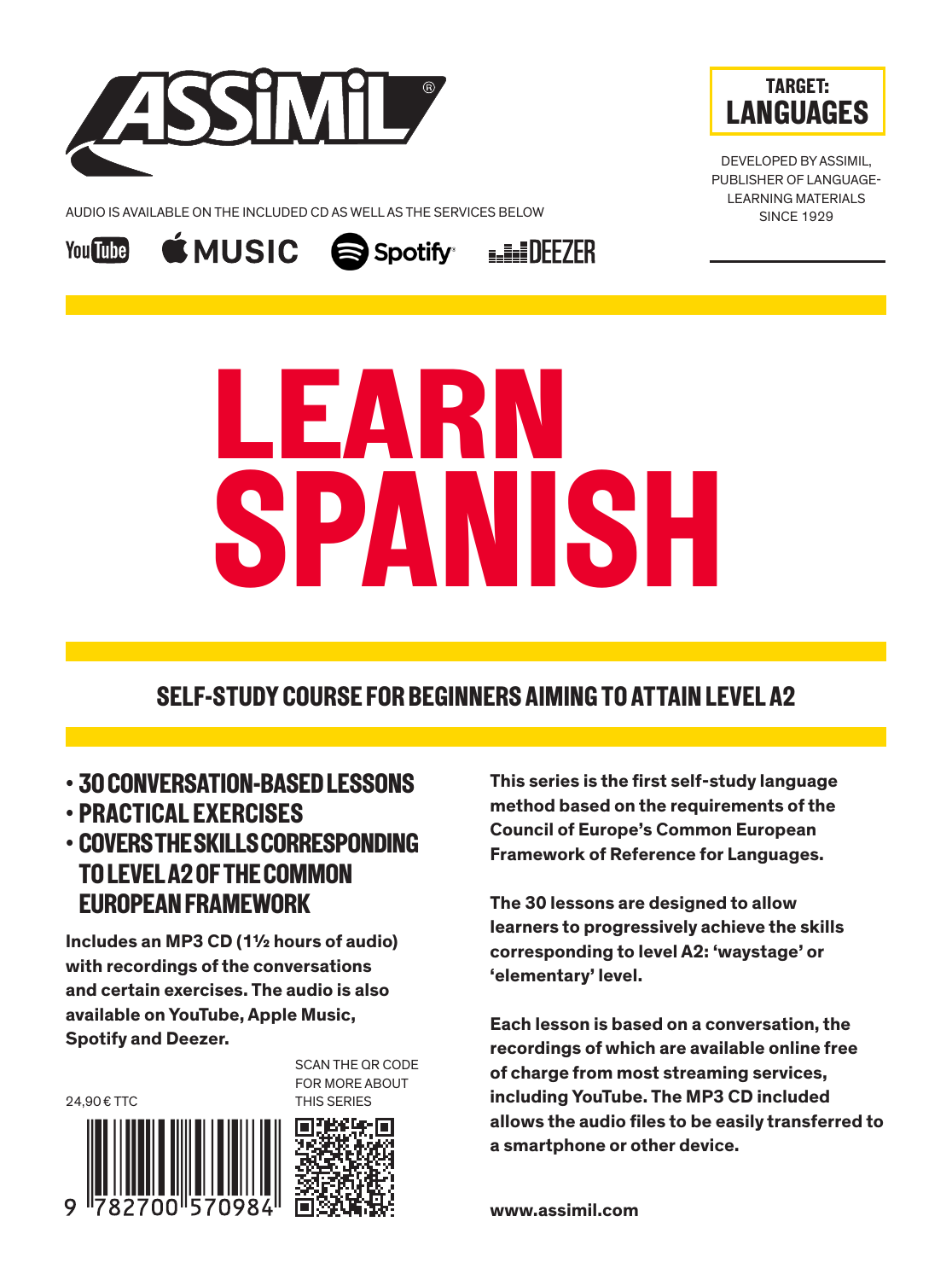ASSiMiL®

**TARGET: LANGUAGES**

DEVELOPED BY ASSIMIL, PUBLISHER OF LANGUAGE-LEARNING MATERIALS SINCE 1929

AUDIO IS AVAILABLE ON THE INCLUDED CD AS WELL AS THE SERVICES BELOW

YouTube MUSIC Spotify DEEZER

# LEARN SPANISH

## SELF-STUDY COURSE FOR BEGINNERS AIMING TO ATTAIN LEVEL A2

- **30 CONVERSATION-BASED LESSONS**
- **PRACTICAL EXERCISES**
- **COVERS THE SKILLS CORRESPONDING TO LEVEL A2 OF THE COMMON EUROPEAN FRAMEWORK**

**Includes an MP3 CD (1½ hours of audio) with recordings of the conversations and certain exercises. The audio is also available on YouTube, Apple Music, Spotify and Deezer.**

**This series is the first self-study language method based on the requirements of the Council of Europe's Common European Framework of Reference for Languages.**

**The 30 lessons are designed to allow learners to progressively achieve the skills corresponding to level A2: 'waystage' or 'elementary' level.**

**Each lesson is based on a conversation, the recordings of which are available online free of charge from most streaming services, including YouTube. The MP3 CD included allows the audio files to be easily transferred to a smartphone or other device.**

SCAN THE QR CODE FOR MORE ABOUT THIS SERIES

24,90 € TTC

9 782700 570984

**www.assimil.com**